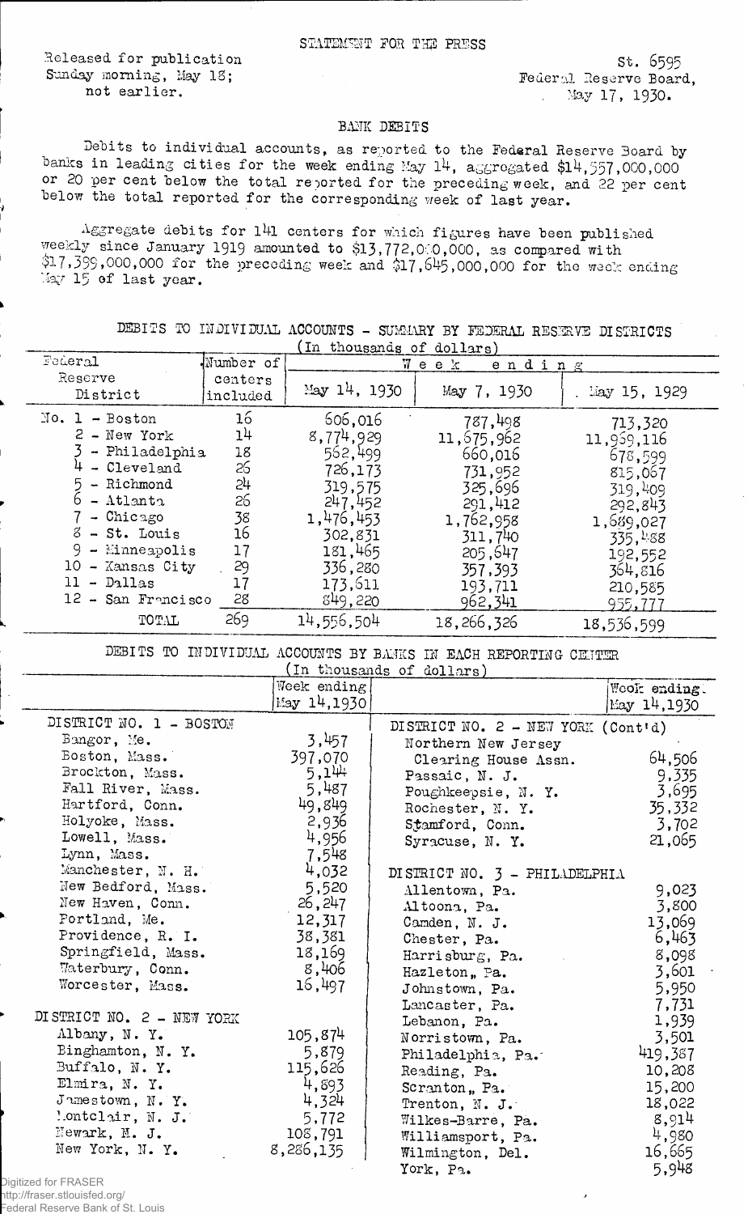STATEMENT FOR THE PRESS

Released for publication Sunday morning, May 18; not earlier.

St. 6595
Federal Reserve Board,
May 17, 1930.

## BANK DEBITS

Debits to individual accounts, as reported to the Federal Reserve Board by banks in leading cities for the week ending May 14, aggregated $14,557,000,000 or 20 per cent below the total reported for the preceding week, and 22 per cent below the total reported for the corresponding week of last year.

Aggregate debits for 141 centers for which figures have been published weekly since January 1919 amounted to $13,772,000,000, as compared with $17,399,000,000 for the preceding week and $17,645,000,000 for the week ending May 15 of last year.

### DEBITS TO INDIVIDUAL ACCOUNTS - SUMMARY BY FEDERAL RESERVE DISTRICTS
(In thousands of dollars)

| Federal Reserve District | Number of centers included | Week ending May 14, 1930 | May 7, 1930 | May 15, 1929 |
|---|---|---|---|---|
| No. 1 - Boston | 16 | 606,016 | 787,498 | 713,320 |
| 2 - New York | 14 | 8,774,929 | 11,675,962 | 11,969,116 |
| 3 - Philadelphia | 18 | 562,499 | 660,016 | 678,599 |
| 4 - Cleveland | 26 | 726,173 | 731,952 | 815,067 |
| 5 - Richmond | 24 | 319,575 | 325,696 | 319,409 |
| 6 - Atlanta | 26 | 247,452 | 291,412 | 292,843 |
| 7 - Chicago | 38 | 1,476,453 | 1,762,958 | 1,689,027 |
| 8 - St. Louis | 16 | 302,831 | 311,740 | 335,488 |
| 9 - Minneapolis | 17 | 181,465 | 205,647 | 192,552 |
| 10 - Kansas City | 29 | 336,280 | 357,393 | 364,816 |
| 11 - Dallas | 17 | 173,611 | 193,711 | 210,585 |
| 12 - San Francisco | 28 | 849,220 | 962,341 | 955,777 |
| TOTAL | 269 | 14,556,504 | 18,266,326 | 18,536,599 |

### DEBITS TO INDIVIDUAL ACCOUNTS BY BANKS IN EACH REPORTING CENTER
(In thousands of dollars)

| | Week ending May 14,1930 |
|---|---|
| **DISTRICT NO. 1 - BOSTON** | |
| Bangor, Me. | 3,457 |
| Boston, Mass. | 397,070 |
| Brockton, Mass. | 5,144 |
| Fall River, Mass. | 5,487 |
| Hartford, Conn. | 49,849 |
| Holyoke, Mass. | 2,936 |
| Lowell, Mass. | 4,956 |
| Lynn, Mass. | 7,548 |
| Manchester, N. H. | 4,032 |
| New Bedford, Mass. | 5,520 |
| New Haven, Conn. | 26,247 |
| Portland, Me. | 12,317 |
| Providence, R. I. | 38,381 |
| Springfield, Mass. | 18,169 |
| Waterbury, Conn. | 8,406 |
| Worcester, Mass. | 16,497 |
| **DISTRICT NO. 2 - NEW YORK** | |
| Albany, N. Y. | 105,874 |
| Binghamton, N. Y. | 5,879 |
| Buffalo, N. Y. | 115,626 |
| Elmira, N. Y. | 4,893 |
| Jamestown, N. Y. | 4,324 |
| Montclair, N. J. | 5,772 |
| Newark, N. J. | 108,791 |
| New York, N. Y. | 8,286,135 |
| **DISTRICT NO. 2 - NEW YORK (Cont'd)** | |
| Northern New Jersey Clearing House Assn. | 64,506 |
| Passaic, N. J. | 9,335 |
| Poughkeepsie, N. Y. | 3,695 |
| Rochester, N. Y. | 35,332 |
| Stamford, Conn. | 3,702 |
| Syracuse, N. Y. | 21,065 |
| **DISTRICT NO. 3 - PHILADELPHIA** | |
| Allentown, Pa. | 9,023 |
| Altoona, Pa. | 3,800 |
| Camden, N. J. | 13,069 |
| Chester, Pa. | 6,463 |
| Harrisburg, Pa. | 8,098 |
| Hazleton, Pa. | 3,601 |
| Johnstown, Pa. | 5,950 |
| Lancaster, Pa. | 7,731 |
| Lebanon, Pa. | 1,939 |
| Norristown, Pa. | 3,501 |
| Philadelphia, Pa. | 419,387 |
| Reading, Pa. | 10,208 |
| Scranton, Pa. | 15,200 |
| Trenton, N. J. | 18,022 |
| Wilkes-Barre, Pa. | 8,914 |
| Williamsport, Pa. | 4,980 |
| Wilmington, Del. | 16,665 |
| York, Pa. | 5,948 |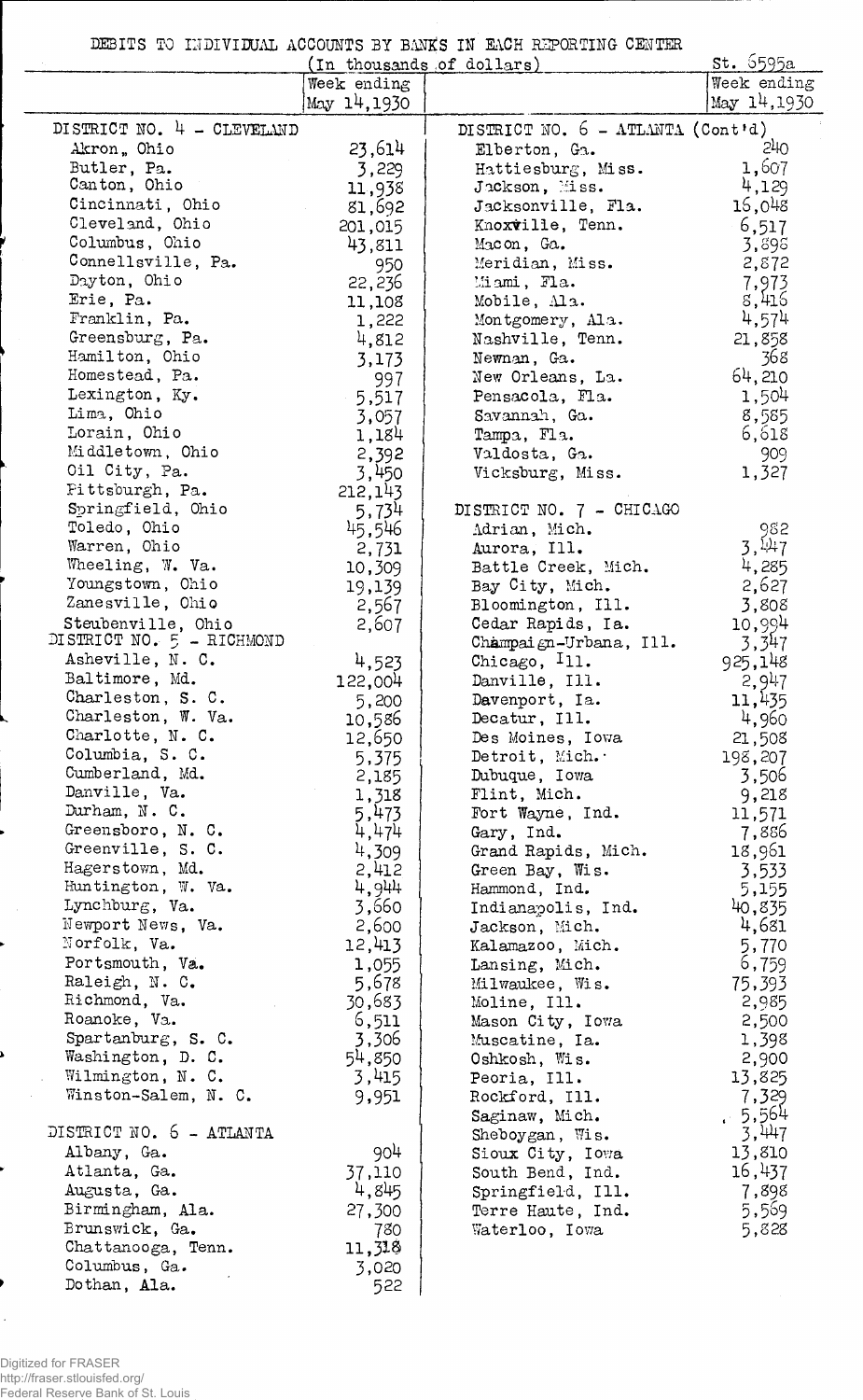DEBITS TO INDIVIDUAL ACCOUNTS BY BANKS IN EACH REPORTING CENTER

(In thousands of dollars)

St. 6595a

| | Week ending May 14, 1930 |
|---|---|
| DISTRICT NO. 4 - CLEVELAND | |
| Akron, Ohio | 23,614 |
| Butler, Pa. | 3,229 |
| Canton, Ohio | 11,938 |
| Cincinnati, Ohio | 81,692 |
| Cleveland, Ohio | 201,015 |
| Columbus, Ohio | 43,811 |
| Connellsville, Pa. | 950 |
| Dayton, Ohio | 22,236 |
| Erie, Pa. | 11,108 |
| Franklin, Pa. | 1,222 |
| Greensburg, Pa. | 4,812 |
| Hamilton, Ohio | 3,173 |
| Homestead, Pa. | 997 |
| Lexington, Ky. | 5,517 |
| Lima, Ohio | 3,057 |
| Lorain, Ohio | 1,184 |
| Middletown, Ohio | 2,392 |
| Oil City, Pa. | 3,450 |
| Pittsburgh, Pa. | 212,143 |
| Springfield, Ohio | 5,734 |
| Toledo, Ohio | 45,546 |
| Warren, Ohio | 2,731 |
| Wheeling, W. Va. | 10,309 |
| Youngstown, Ohio | 19,139 |
| Zanesville, Ohio | 2,567 |
| Steubenville, Ohio | 2,607 |
| DISTRICT NO. 5 - RICHMOND | |
| Asheville, N. C. | 4,523 |
| Baltimore, Md. | 122,004 |
| Charleston, S. C. | 5,200 |
| Charleston, W. Va. | 10,586 |
| Charlotte, N. C. | 12,650 |
| Columbia, S. C. | 5,375 |
| Cumberland, Md. | 2,185 |
| Danville, Va. | 1,318 |
| Durham, N. C. | 5,473 |
| Greensboro, N. C. | 4,474 |
| Greenville, S. C. | 4,309 |
| Hagerstown, Md. | 2,412 |
| Huntington, W. Va. | 4,944 |
| Lynchburg, Va. | 3,660 |
| Newport News, Va. | 2,600 |
| Norfolk, Va. | 12,413 |
| Portsmouth, Va. | 1,055 |
| Raleigh, N. C. | 5,678 |
| Richmond, Va. | 30,683 |
| Roanoke, Va. | 6,511 |
| Spartanburg, S. C. | 3,306 |
| Washington, D. C. | 54,850 |
| Wilmington, N. C. | 3,415 |
| Winston-Salem, N. C. | 9,951 |
| DISTRICT NO. 6 - ATLANTA | |
| Albany, Ga. | 904 |
| Atlanta, Ga. | 37,110 |
| Augusta, Ga. | 4,845 |
| Birmingham, Ala. | 27,300 |
| Brunswick, Ga. | 780 |
| Chattanooga, Tenn. | 11,318 |
| Columbus, Ga. | 3,020 |
| Dothan, Ala. | 522 |
| DISTRICT NO. 6 - ATLANTA (Cont'd) | |
| Elberton, Ga. | 240 |
| Hattiesburg, Miss. | 1,607 |
| Jackson, Miss. | 4,129 |
| Jacksonville, Fla. | 16,048 |
| Knoxville, Tenn. | 6,517 |
| Macon, Ga. | 3,898 |
| Meridian, Miss. | 2,872 |
| Miami, Fla. | 7,973 |
| Mobile, Ala. | 8,416 |
| Montgomery, Ala. | 4,574 |
| Nashville, Tenn. | 21,858 |
| Newnan, Ga. | 368 |
| New Orleans, La. | 64,210 |
| Pensacola, Fla. | 1,504 |
| Savannah, Ga. | 8,585 |
| Tampa, Fla. | 6,618 |
| Valdosta, Ga. | 909 |
| Vicksburg, Miss. | 1,327 |
| DISTRICT NO. 7 - CHICAGO | |
| Adrian, Mich. | 982 |
| Aurora, Ill. | 3,447 |
| Battle Creek, Mich. | 4,285 |
| Bay City, Mich. | 2,627 |
| Bloomington, Ill. | 3,808 |
| Cedar Rapids, Ia. | 10,994 |
| Champaign-Urbana, Ill. | 3,347 |
| Chicago, Ill. | 925,148 |
| Danville, Ill. | 2,947 |
| Davenport, Ia. | 11,435 |
| Decatur, Ill. | 4,960 |
| Des Moines, Iowa | 21,508 |
| Detroit, Mich. | 198,207 |
| Dubuque, Iowa | 3,506 |
| Flint, Mich. | 9,218 |
| Fort Wayne, Ind. | 11,571 |
| Gary, Ind. | 7,886 |
| Grand Rapids, Mich. | 18,961 |
| Green Bay, Wis. | 3,533 |
| Hammond, Ind. | 5,155 |
| Indianapolis, Ind. | 40,835 |
| Jackson, Mich. | 4,681 |
| Kalamazoo, Mich. | 5,770 |
| Lansing, Mich. | 6,759 |
| Milwaukee, Wis. | 75,393 |
| Moline, Ill. | 2,985 |
| Mason City, Iowa | 2,500 |
| Muscatine, Ia. | 1,398 |
| Oshkosh, Wis. | 2,900 |
| Peoria, Ill. | 13,825 |
| Rockford, Ill. | 7,329 |
| Saginaw, Mich. | 5,564 |
| Sheboygan, Wis. | 3,447 |
| Sioux City, Iowa | 13,810 |
| South Bend, Ind. | 16,437 |
| Springfield, Ill. | 7,898 |
| Terre Haute, Ind. | 5,569 |
| Waterloo, Iowa | 5,828 |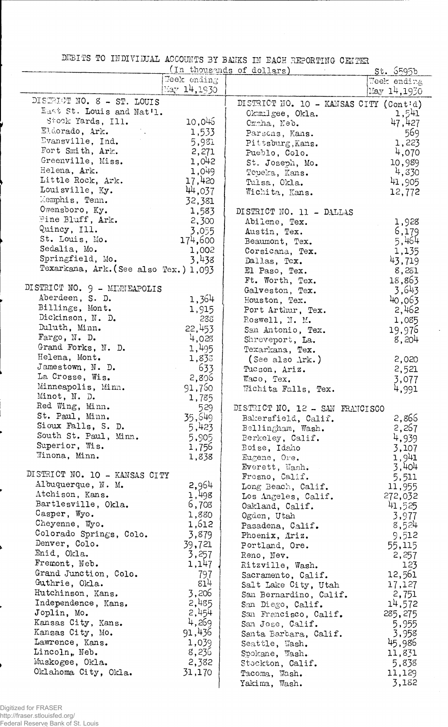DEBITS TO INDIVIDUAL ACCOUNTS BY BANKS IN EACH REPORTING CENTER

(In thousands of dollars)

St. 6595b

| | Week ending May 14, 1930 |
|---|---|
| **DISTRICT NO. 8 - ST. LOUIS** | |
| East St. Louis and Nat'l. Stock Yards, Ill. | 10,046 |
| Eldorado, Ark. | 1,533 |
| Evansville, Ind. | 5,981 |
| Fort Smith, Ark. | 2,271 |
| Greenville, Miss. | 1,042 |
| Helena, Ark. | 1,049 |
| Little Rock, Ark. | 17,420 |
| Louisville, Ky. | 44,037 |
| Memphis, Tenn. | 32,381 |
| Owensboro, Ky. | 1,583 |
| Pine Bluff, Ark. | 2,300 |
| Quincy, Ill. | 3,055 |
| St. Louis, Mo. | 174,600 |
| Sedalia, Mo. | 1,002 |
| Springfield, Mo. | 3,438 |
| Texarkana, Ark. (See also Tex.) | 1,093 |
| **DISTRICT NO. 9 - MINNEAPOLIS** | |
| Aberdeen, S. D. | 1,364 |
| Billings, Mont. | 1,915 |
| Dickinson, N. D. | 288 |
| Duluth, Minn. | 22,453 |
| Fargo, N. D. | 4,028 |
| Grand Forks, N. D. | 1,495 |
| Helena, Mont. | 1,838 |
| Jamestown, N. D. | 633 |
| La Crosse, Wis. | 2,806 |
| Minneapolis, Minn. | 91,760 |
| Minot, N. D. | 1,785 |
| Red Wing, Minn. | 529 |
| St. Paul, Minn. | 35,649 |
| Sioux Falls, S. D. | 5,423 |
| South St. Paul, Minn. | 5,905 |
| Superior, Wis. | 1,756 |
| Winona, Minn. | 1,838 |
| **DISTRICT NO. 10 - KANSAS CITY** | |
| Albuquerque, N. M. | 2,964 |
| Atchison, Kans. | 1,498 |
| Bartlesville, Okla. | 6,708 |
| Casper, Wyo. | 1,880 |
| Cheyenne, Wyo. | 1,612 |
| Colorado Springs, Colo. | 3,879 |
| Denver, Colo. | 39,721 |
| Enid, Okla. | 3,257 |
| Fremont, Neb. | 1,147 |
| Grand Junction, Colo. | 797 |
| Guthrie, Okla. | 814 |
| Hutchinson, Kans. | 3,206 |
| Independence, Kans. | 2,485 |
| Joplin, Mo. | 2,454 |
| Kansas City, Kans. | 4,269 |
| Kansas City, Mo. | 91,436 |
| Lawrence, Kans. | 1,039 |
| Lincoln, Neb. | 8,236 |
| Muskogee, Okla. | 2,382 |
| Oklahoma City, Okla. | 31,170 |
| **DISTRICT NO. 10 - KANSAS CITY (Cont'd)** | |
| Okmulgee, Okla. | 1,541 |
| Omaha, Neb. | 47,427 |
| Parsons, Kans. | 569 |
| Pittsburg, Kans. | 1,223 |
| Pueblo, Colo. | 4,070 |
| St. Joseph, Mo. | 10,989 |
| Topeka, Kans. | 4,830 |
| Tulsa, Okla. | 41,905 |
| Wichita, Kans. | 12,772 |
| **DISTRICT NO. 11 - DALLAS** | |
| Abilene, Tex. | 1,928 |
| Austin, Tex. | 6,179 |
| Beaumont, Tex. | 5,464 |
| Corsicana, Tex. | 1,135 |
| Dallas, Tex. | 43,719 |
| El Paso, Tex. | 8,281 |
| Ft. Worth, Tex. | 18,863 |
| Galveston, Tex. | 3,643 |
| Houston, Tex. | 40,063 |
| Port Arthur, Tex. | 2,462 |
| Roswell, N. M. | 1,085 |
| San Antonio, Tex. | 19,976 |
| Shreveport, La. | 8,204 |
| Texarkana, Tex. (See also Ark.) | 2,020 |
| Tucson, Ariz. | 2,521 |
| Waco, Tex. | 3,077 |
| Wichita Falls, Tex. | 4,991 |
| **DISTRICT NO. 12 - SAN FRANCISCO** | |
| Bakersfield, Calif. | 2,866 |
| Bellingham, Wash. | 2,267 |
| Berkeley, Calif. | 4,939 |
| Boise, Idaho | 3,107 |
| Eugene, Ore. | 1,941 |
| Everett, Wash. | 3,404 |
| Fresno, Calif. | 5,511 |
| Long Beach, Calif. | 11,955 |
| Los Angeles, Calif. | 272,032 |
| Oakland, Calif. | 41,525 |
| Ogden, Utah | 3,977 |
| Pasadena, Calif. | 8,524 |
| Phoenix, Ariz. | 9,512 |
| Portland, Ore. | 55,115 |
| Reno, Nev. | 2,257 |
| Ritzville, Wash. | 123 |
| Sacramento, Calif. | 12,561 |
| Salt Lake City, Utah | 17,127 |
| San Bernardino, Calif. | 2,751 |
| San Diego, Calif. | 14,572 |
| San Francisco, Calif. | 285,275 |
| San Jose, Calif. | 5,955 |
| Santa Barbara, Calif. | 3,958 |
| Seattle, Wash. | 45,986 |
| Spokane, Wash. | 11,831 |
| Stockton, Calif. | 5,838 |
| Tacoma, Wash. | 11,129 |
| Yakima, Wash. | 3,182 |

Digitized for FRASER
http://fraser.stlouisfed.org/
Federal Reserve Bank of St. Louis